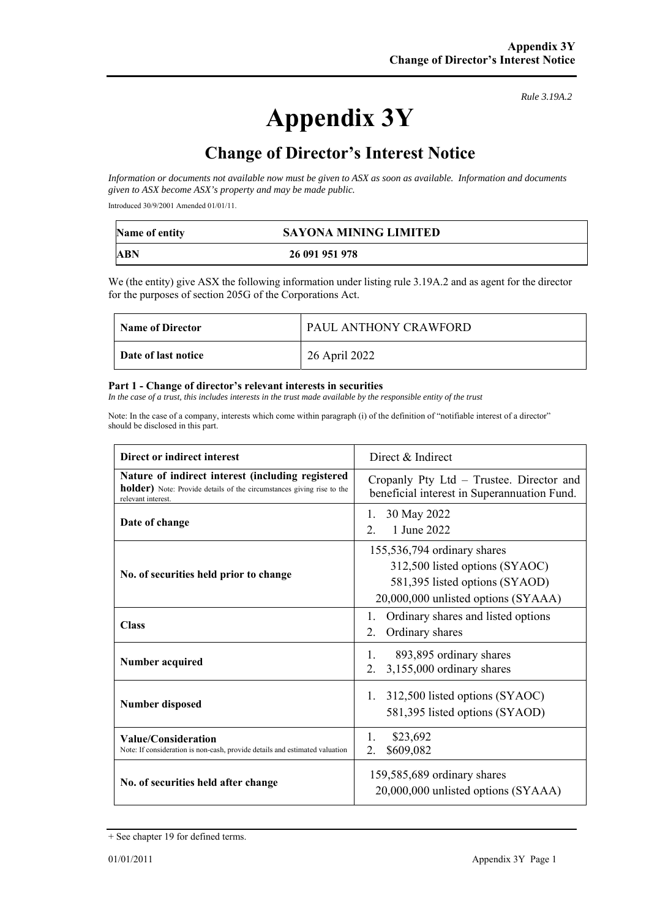*Rule 3.19A.2*

# Appendix 3Y

## Change of Director's Interest Notice

*Information or documents not available now must be given to ASX as soon as available. Information and documents given to ASX become ASX's property and may be made public.*

Introduced 30/9/2001 Amended 01/01/11.

| Name of entity | SAYONA MINING LIMITED |
|---|---|
| ABN | 26 091 951 978 |

We (the entity) give ASX the following information under listing rule 3.19A.2 and as agent for the director for the purposes of section 205G of the Corporations Act.

| Name of Director | PAUL ANTHONY CRAWFORD |
|---|---|
| Date of last notice | 26 April 2022 |

**Part 1 - Change of director's relevant interests in securities**

*In the case of a trust, this includes interests in the trust made available by the responsible entity of the trust*

Note: In the case of a company, interests which come within paragraph (i) of the definition of "notifiable interest of a director" should be disclosed in this part.

| Direct or indirect interest | Direct & Indirect |
|---|---|
| **Nature of indirect interest (including registered holder)** Note: Provide details of the circumstances giving rise to the relevant interest. | Cropanly Pty Ltd – Trustee. Director and beneficial interest in Superannuation Fund. |
| **Date of change** | 1. 30 May 2022<br>2. 1 June 2022 |
| **No. of securities held prior to change** | 155,536,794 ordinary shares<br>312,500 listed options (SYAOC)<br>581,395 listed options (SYAOD)<br>20,000,000 unlisted options (SYAAA) |
| **Class** | 1. Ordinary shares and listed options<br>2. Ordinary shares |
| **Number acquired** | 1. 893,895 ordinary shares<br>2. 3,155,000 ordinary shares |
| **Number disposed** | 1. 312,500 listed options (SYAOC)<br>581,395 listed options (SYAOD) |
| **Value/Consideration** Note: If consideration is non-cash, provide details and estimated valuation | 1. $23,692<br>2. $609,082 |
| **No. of securities held after change** | 159,585,689 ordinary shares<br>20,000,000 unlisted options (SYAAA) |

+ See chapter 19 for defined terms.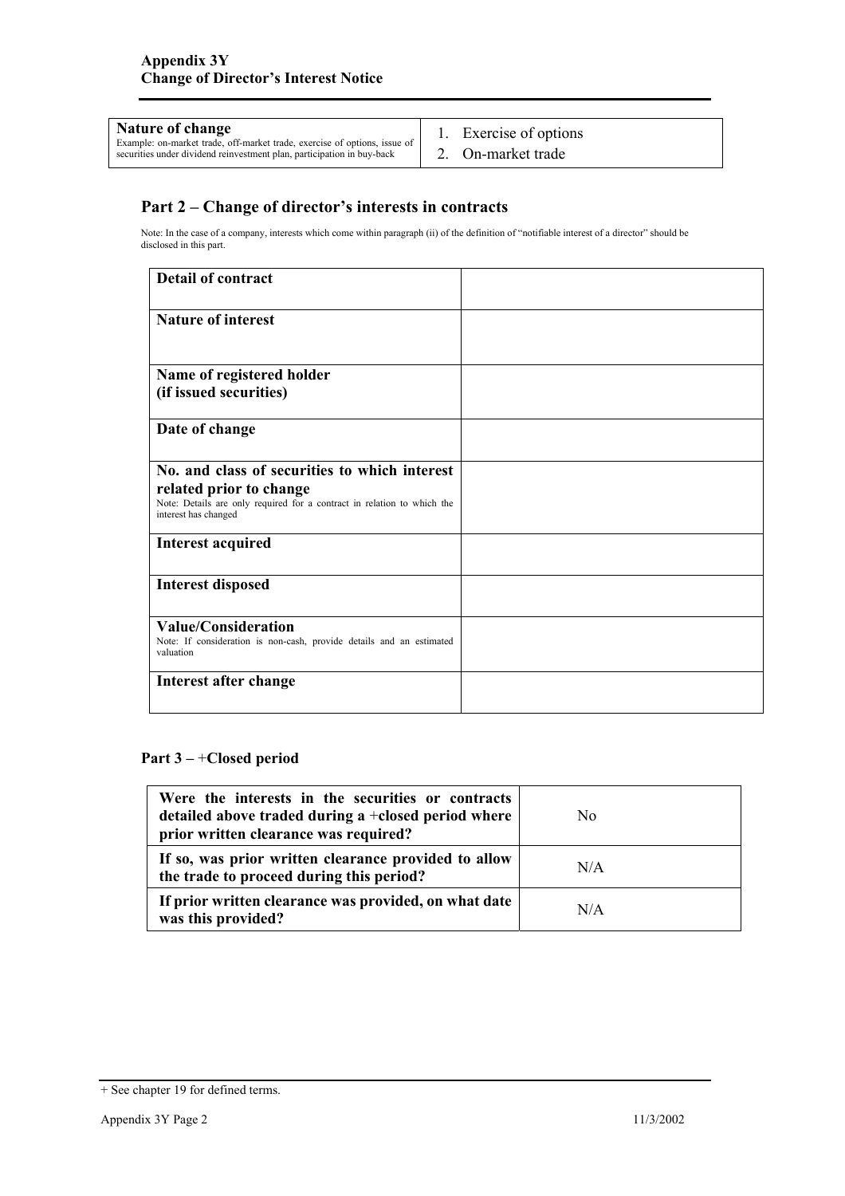**Appendix 3Y**
**Change of Director's Interest Notice**

| | |
|---|---|
| **Nature of change**<br>Example: on-market trade, off-market trade, exercise of options, issue of securities under dividend reinvestment plan, participation in buy-back | 1. Exercise of options<br>2. On-market trade |

## Part 2 – Change of director's interests in contracts

Note: In the case of a company, interests which come within paragraph (ii) of the definition of "notifiable interest of a director" should be disclosed in this part.

| | |
|---|---|
| **Detail of contract** | |
| **Nature of interest** | |
| **Name of registered holder (if issued securities)** | |
| **Date of change** | |
| **No. and class of securities to which interest related prior to change**<br>Note: Details are only required for a contract in relation to which the interest has changed | |
| **Interest acquired** | |
| **Interest disposed** | |
| **Value/Consideration**<br>Note: If consideration is non-cash, provide details and an estimated valuation | |
| **Interest after change** | |

### Part 3 – +Closed period

| | |
|---|---|
| **Were the interests in the securities or contracts detailed above traded during a +closed period where prior written clearance was required?** | No |
| **If so, was prior written clearance provided to allow the trade to proceed during this period?** | N/A |
| **If prior written clearance was provided, on what date was this provided?** | N/A |

+ See chapter 19 for defined terms.